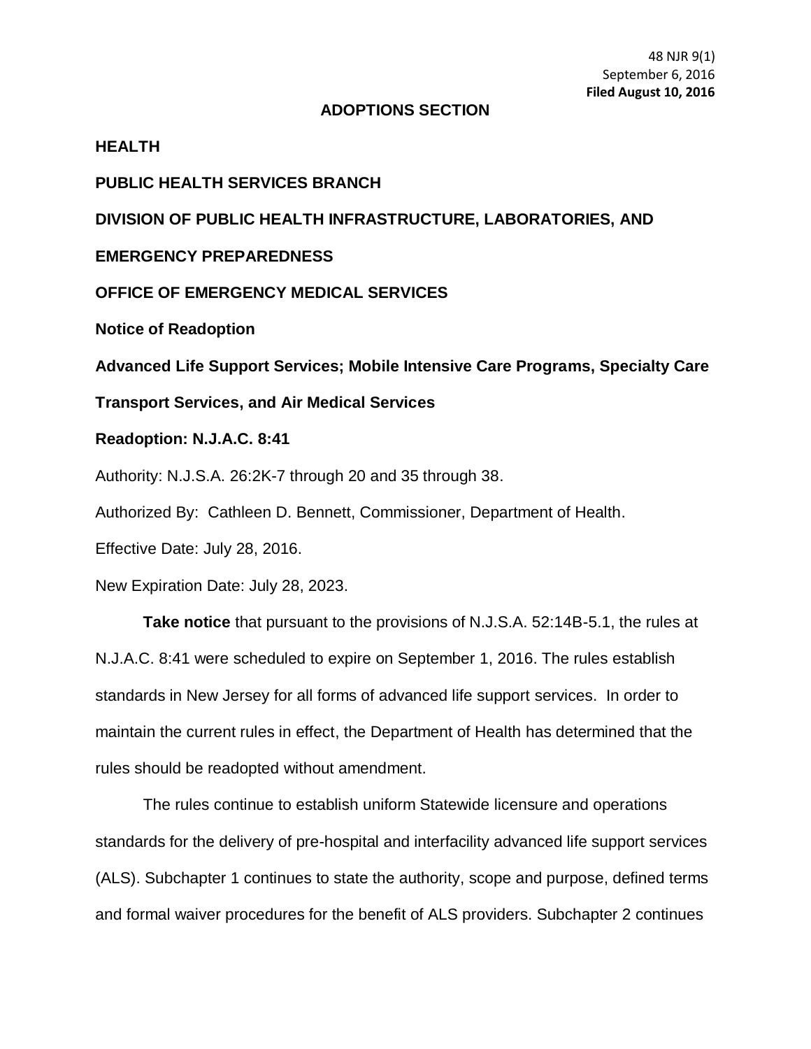48 NJR 9(1)
September 6, 2016
**Filed August 10, 2016**

## ADOPTIONS SECTION

**HEALTH**

**PUBLIC HEALTH SERVICES BRANCH**

**DIVISION OF PUBLIC HEALTH INFRASTRUCTURE, LABORATORIES, AND EMERGENCY PREPAREDNESS**

**OFFICE OF EMERGENCY MEDICAL SERVICES**

**Notice of Readoption**

**Advanced Life Support Services; Mobile Intensive Care Programs, Specialty Care Transport Services, and Air Medical Services**

**Readoption: N.J.A.C. 8:41**

Authority: N.J.S.A. 26:2K-7 through 20 and 35 through 38.

Authorized By: Cathleen D. Bennett, Commissioner, Department of Health.

Effective Date: July 28, 2016.

New Expiration Date: July 28, 2023.

**Take notice** that pursuant to the provisions of N.J.S.A. 52:14B-5.1, the rules at N.J.A.C. 8:41 were scheduled to expire on September 1, 2016. The rules establish standards in New Jersey for all forms of advanced life support services. In order to maintain the current rules in effect, the Department of Health has determined that the rules should be readopted without amendment.

The rules continue to establish uniform Statewide licensure and operations standards for the delivery of pre-hospital and interfacility advanced life support services (ALS). Subchapter 1 continues to state the authority, scope and purpose, defined terms and formal waiver procedures for the benefit of ALS providers. Subchapter 2 continues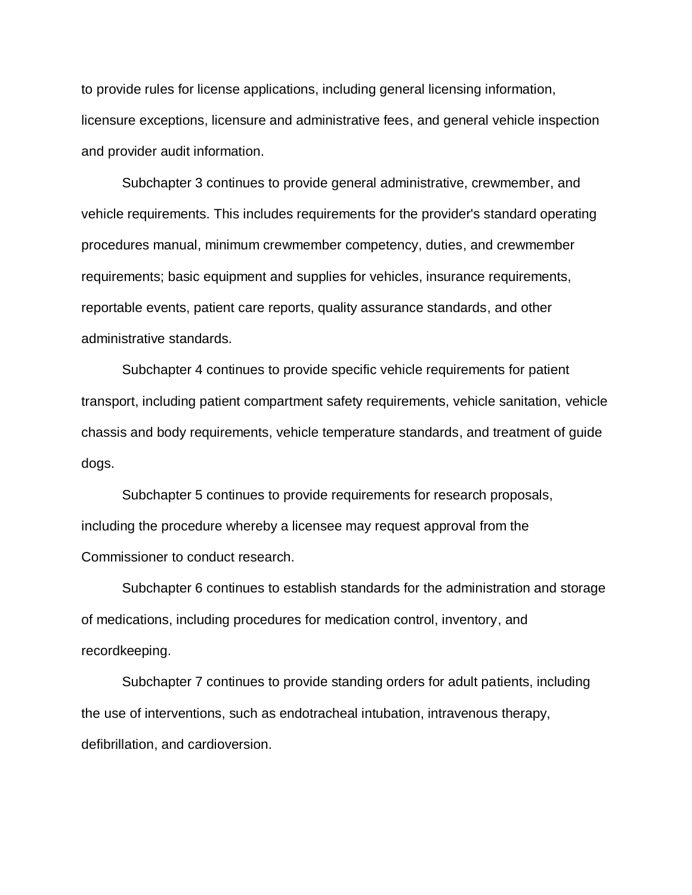to provide rules for license applications, including general licensing information, licensure exceptions, licensure and administrative fees, and general vehicle inspection and provider audit information.

Subchapter 3 continues to provide general administrative, crewmember, and vehicle requirements. This includes requirements for the provider's standard operating procedures manual, minimum crewmember competency, duties, and crewmember requirements; basic equipment and supplies for vehicles, insurance requirements, reportable events, patient care reports, quality assurance standards, and other administrative standards.

Subchapter 4 continues to provide specific vehicle requirements for patient transport, including patient compartment safety requirements, vehicle sanitation, vehicle chassis and body requirements, vehicle temperature standards, and treatment of guide dogs.

Subchapter 5 continues to provide requirements for research proposals, including the procedure whereby a licensee may request approval from the Commissioner to conduct research.

Subchapter 6 continues to establish standards for the administration and storage of medications, including procedures for medication control, inventory, and recordkeeping.

Subchapter 7 continues to provide standing orders for adult patients, including the use of interventions, such as endotracheal intubation, intravenous therapy, defibrillation, and cardioversion.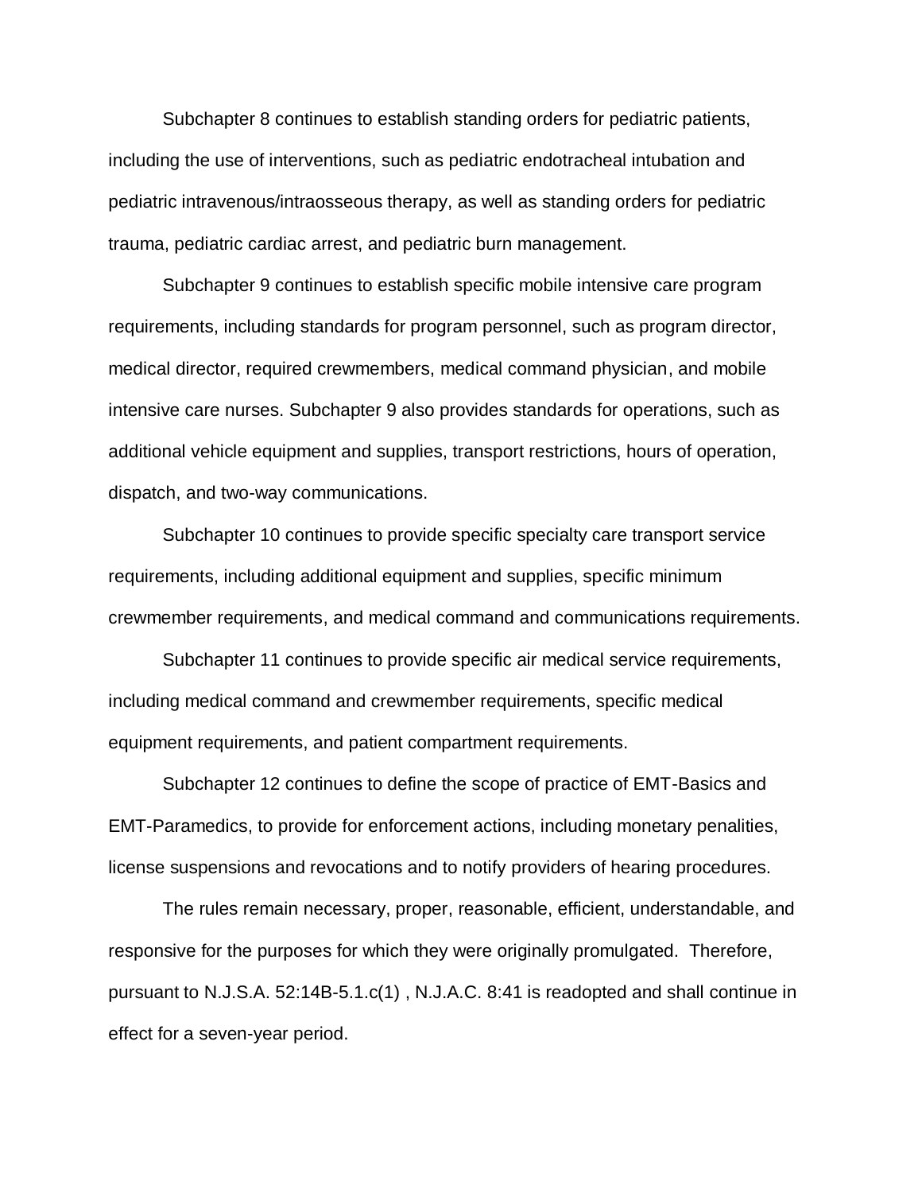Subchapter 8 continues to establish standing orders for pediatric patients, including the use of interventions, such as pediatric endotracheal intubation and pediatric intravenous/intraosseous therapy, as well as standing orders for pediatric trauma, pediatric cardiac arrest, and pediatric burn management.

Subchapter 9 continues to establish specific mobile intensive care program requirements, including standards for program personnel, such as program director, medical director, required crewmembers, medical command physician, and mobile intensive care nurses. Subchapter 9 also provides standards for operations, such as additional vehicle equipment and supplies, transport restrictions, hours of operation, dispatch, and two-way communications.

Subchapter 10 continues to provide specific specialty care transport service requirements, including additional equipment and supplies, specific minimum crewmember requirements, and medical command and communications requirements.

Subchapter 11 continues to provide specific air medical service requirements, including medical command and crewmember requirements, specific medical equipment requirements, and patient compartment requirements.

Subchapter 12 continues to define the scope of practice of EMT-Basics and EMT-Paramedics, to provide for enforcement actions, including monetary penalities, license suspensions and revocations and to notify providers of hearing procedures.

The rules remain necessary, proper, reasonable, efficient, understandable, and responsive for the purposes for which they were originally promulgated. Therefore, pursuant to N.J.S.A. 52:14B-5.1.c(1) , N.J.A.C. 8:41 is readopted and shall continue in effect for a seven-year period.